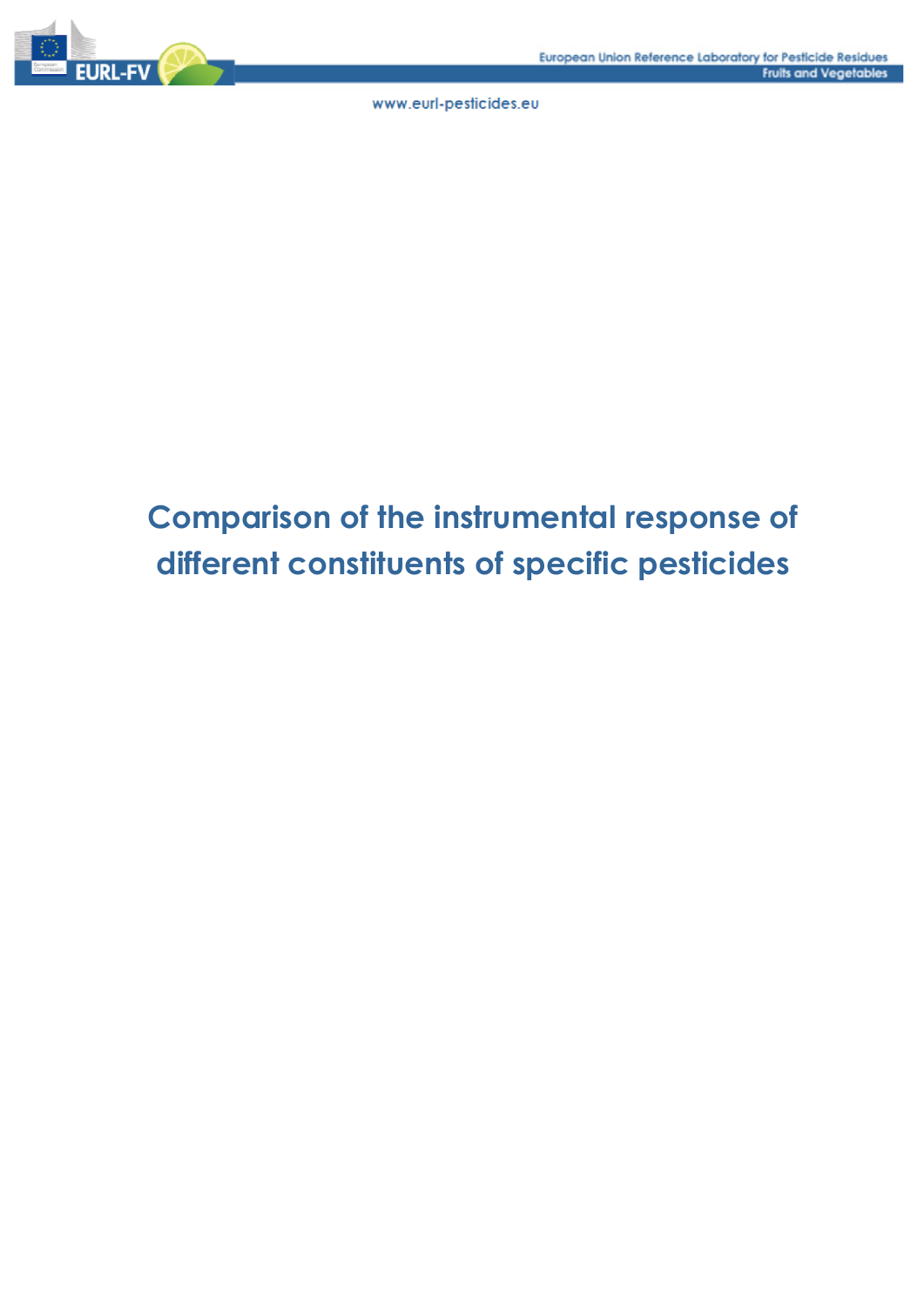# Comparison of the instrumental response of different constituents of specific pesticides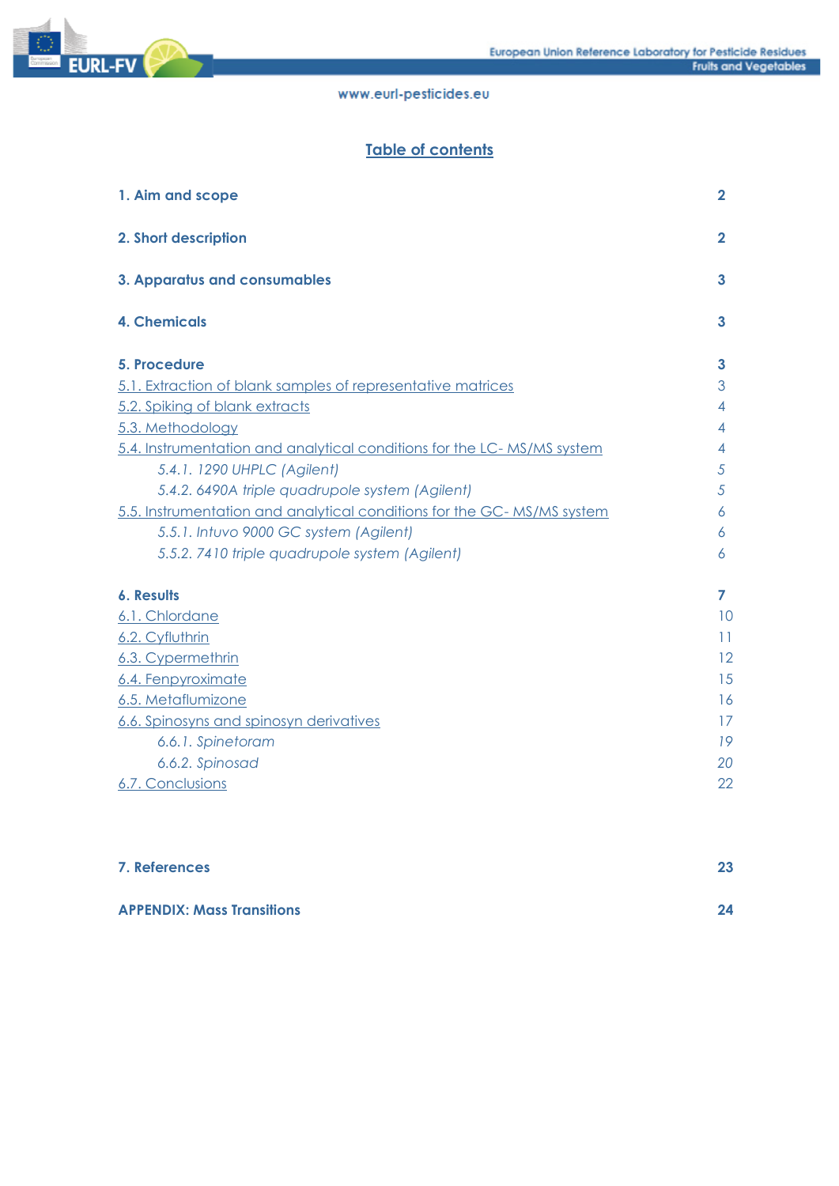## Table of contents

| | |
|---|---|
| **1. Aim and scope** | **2** |
| **2. Short description** | **2** |
| **3. Apparatus and consumables** | **3** |
| **4. Chemicals** | **3** |
| **5. Procedure** | **3** |
| 5.1. Extraction of blank samples of representative matrices | 3 |
| 5.2. Spiking of blank extracts | 4 |
| 5.3. Methodology | 4 |
| 5.4. Instrumentation and analytical conditions for the LC- MS/MS system | 4 |
| *5.4.1. 1290 UHPLC (Agilent)* | *5* |
| *5.4.2. 6490A triple quadrupole system (Agilent)* | *5* |
| 5.5. Instrumentation and analytical conditions for the GC- MS/MS system | 6 |
| *5.5.1. Intuvo 9000 GC system (Agilent)* | *6* |
| *5.5.2. 7410 triple quadrupole system (Agilent)* | *6* |
| **6. Results** | **7** |
| 6.1. Chlordane | 10 |
| 6.2. Cyfluthrin | 11 |
| 6.3. Cypermethrin | 12 |
| 6.4. Fenpyroximate | 15 |
| 6.5. Metaflumizone | 16 |
| 6.6. Spinosyns and spinosyn derivatives | 17 |
| *6.6.1. Spinetoram* | *19* |
| *6.6.2. Spinosad* | *20* |
| 6.7. Conclusions | 22 |
| **7. References** | **23** |
| **APPENDIX: Mass Transitions** | **24** |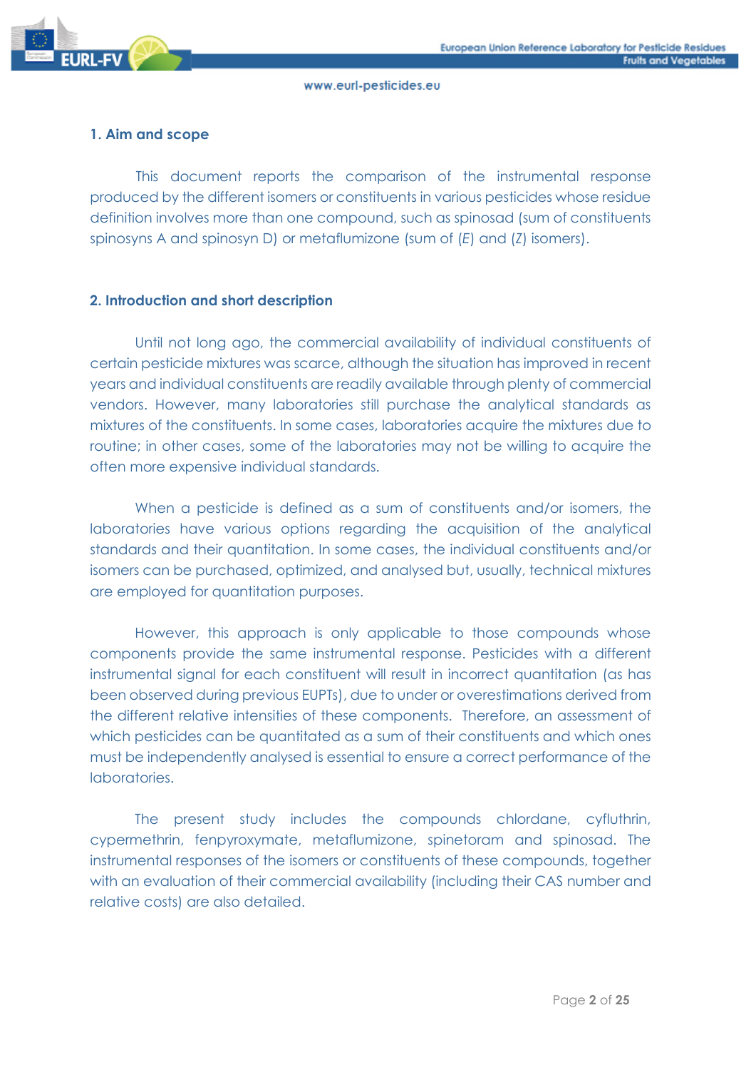## 1. Aim and scope

This document reports the comparison of the instrumental response produced by the different isomers or constituents in various pesticides whose residue definition involves more than one compound, such as spinosad (sum of constituents spinosyns A and spinosyn D) or metaflumizone (sum of (*E*) and (*Z*) isomers).

## 2. Introduction and short description

Until not long ago, the commercial availability of individual constituents of certain pesticide mixtures was scarce, although the situation has improved in recent years and individual constituents are readily available through plenty of commercial vendors. However, many laboratories still purchase the analytical standards as mixtures of the constituents. In some cases, laboratories acquire the mixtures due to routine; in other cases, some of the laboratories may not be willing to acquire the often more expensive individual standards.

When a pesticide is defined as a sum of constituents and/or isomers, the laboratories have various options regarding the acquisition of the analytical standards and their quantitation. In some cases, the individual constituents and/or isomers can be purchased, optimized, and analysed but, usually, technical mixtures are employed for quantitation purposes.

However, this approach is only applicable to those compounds whose components provide the same instrumental response. Pesticides with a different instrumental signal for each constituent will result in incorrect quantitation (as has been observed during previous EUPTs), due to under or overestimations derived from the different relative intensities of these components. Therefore, an assessment of which pesticides can be quantitated as a sum of their constituents and which ones must be independently analysed is essential to ensure a correct performance of the laboratories.

The present study includes the compounds chlordane, cyfluthrin, cypermethrin, fenpyroxymate, metaflumizone, spinetoram and spinosad. The instrumental responses of the isomers or constituents of these compounds, together with an evaluation of their commercial availability (including their CAS number and relative costs) are also detailed.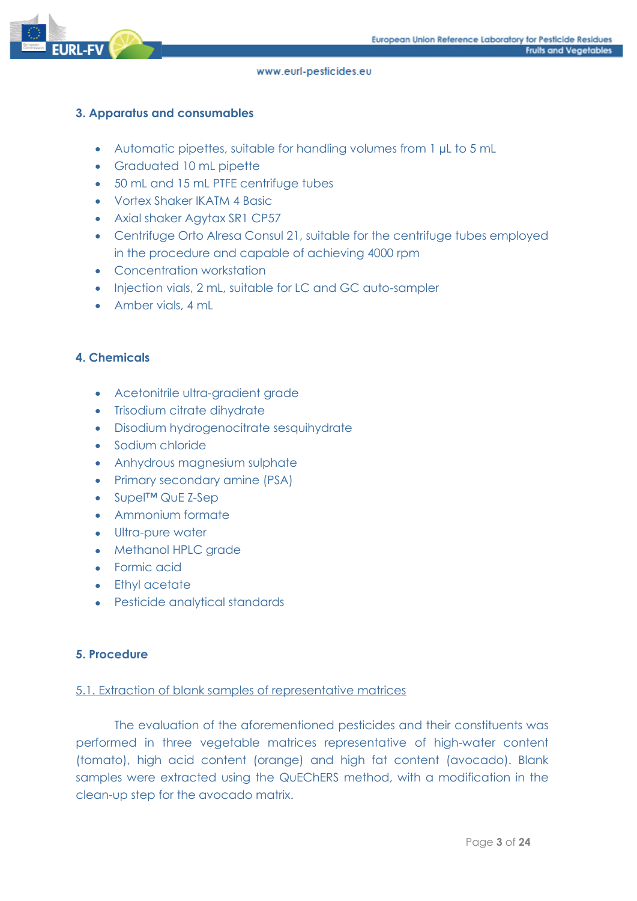## 3. Apparatus and consumables

- Automatic pipettes, suitable for handling volumes from 1 µL to 5 mL
- Graduated 10 mL pipette
- 50 mL and 15 mL PTFE centrifuge tubes
- Vortex Shaker IKATM 4 Basic
- Axial shaker Agytax SR1 CP57
- Centrifuge Orto Alresa Consul 21, suitable for the centrifuge tubes employed in the procedure and capable of achieving 4000 rpm
- Concentration workstation
- Injection vials, 2 mL, suitable for LC and GC auto-sampler
- Amber vials, 4 mL

## 4. Chemicals

- Acetonitrile ultra-gradient grade
- Trisodium citrate dihydrate
- Disodium hydrogenocitrate sesquihydrate
- Sodium chloride
- Anhydrous magnesium sulphate
- Primary secondary amine (PSA)
- Supel™ QuE Z-Sep
- Ammonium formate
- Ultra-pure water
- Methanol HPLC grade
- Formic acid
- Ethyl acetate
- Pesticide analytical standards

## 5. Procedure

### 5.1. Extraction of blank samples of representative matrices

The evaluation of the aforementioned pesticides and their constituents was performed in three vegetable matrices representative of high-water content (tomato), high acid content (orange) and high fat content (avocado). Blank samples were extracted using the QuEChERS method, with a modification in the clean-up step for the avocado matrix.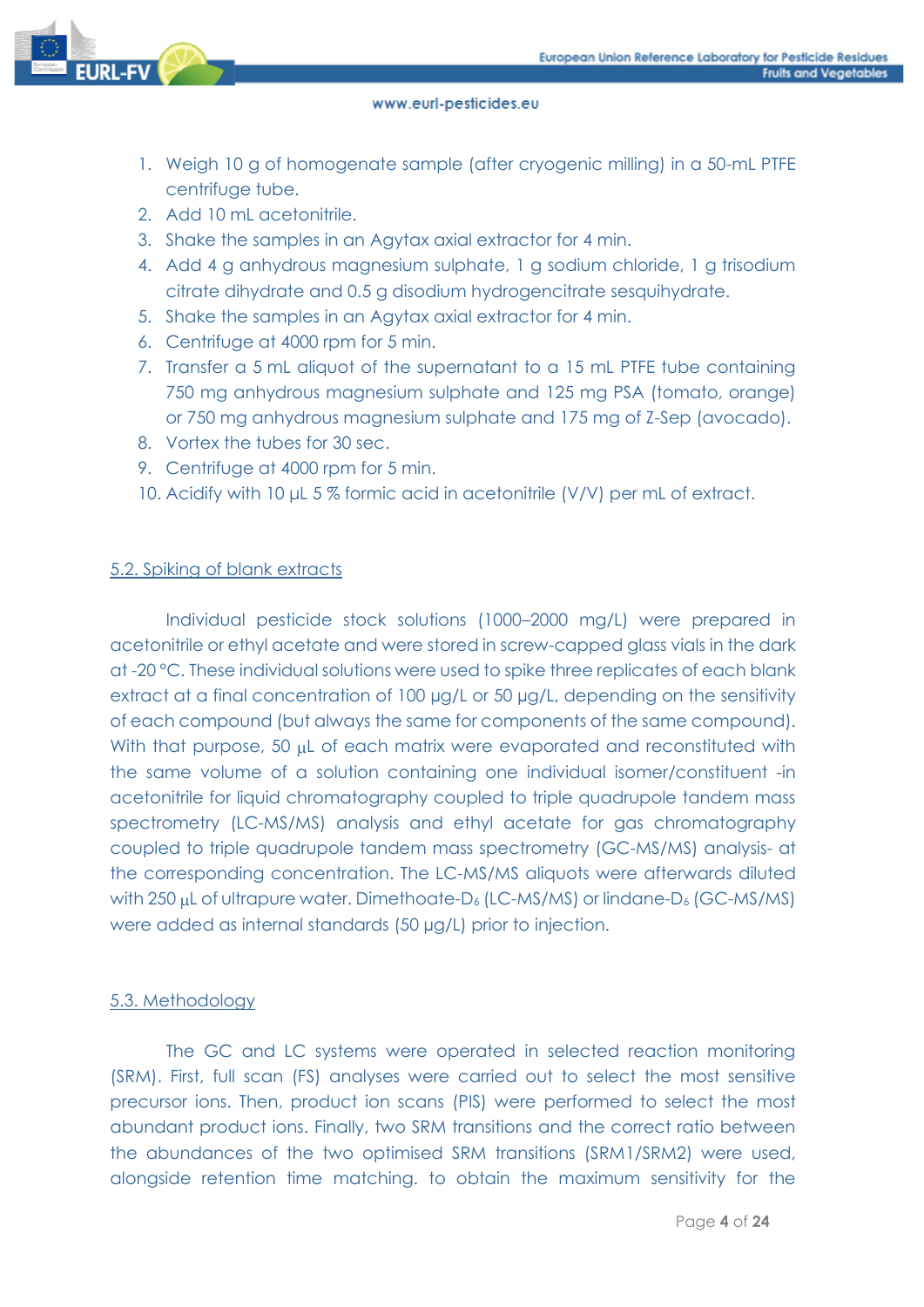1. Weigh 10 g of homogenate sample (after cryogenic milling) in a 50-mL PTFE centrifuge tube.
2. Add 10 mL acetonitrile.
3. Shake the samples in an Agytax axial extractor for 4 min.
4. Add 4 g anhydrous magnesium sulphate, 1 g sodium chloride, 1 g trisodium citrate dihydrate and 0.5 g disodium hydrogencitrate sesquihydrate.
5. Shake the samples in an Agytax axial extractor for 4 min.
6. Centrifuge at 4000 rpm for 5 min.
7. Transfer a 5 mL aliquot of the supernatant to a 15 mL PTFE tube containing 750 mg anhydrous magnesium sulphate and 125 mg PSA (tomato, orange) or 750 mg anhydrous magnesium sulphate and 175 mg of Z-Sep (avocado).
8. Vortex the tubes for 30 sec.
9. Centrifuge at 4000 rpm for 5 min.
10. Acidify with 10 µL 5 % formic acid in acetonitrile (V/V) per mL of extract.

## 5.2. Spiking of blank extracts

Individual pesticide stock solutions (1000–2000 mg/L) were prepared in acetonitrile or ethyl acetate and were stored in screw-capped glass vials in the dark at -20 °C. These individual solutions were used to spike three replicates of each blank extract at a final concentration of 100 µg/L or 50 µg/L, depending on the sensitivity of each compound (but always the same for components of the same compound). With that purpose, 50 µL of each matrix were evaporated and reconstituted with the same volume of a solution containing one individual isomer/constituent -in acetonitrile for liquid chromatography coupled to triple quadrupole tandem mass spectrometry (LC-MS/MS) analysis and ethyl acetate for gas chromatography coupled to triple quadrupole tandem mass spectrometry (GC-MS/MS) analysis- at the corresponding concentration. The LC-MS/MS aliquots were afterwards diluted with 250 µL of ultrapure water. Dimethoate-$D_6$ (LC-MS/MS) or lindane-$D_6$ (GC-MS/MS) were added as internal standards (50 µg/L) prior to injection.

## 5.3. Methodology

The GC and LC systems were operated in selected reaction monitoring (SRM). First, full scan (FS) analyses were carried out to select the most sensitive precursor ions. Then, product ion scans (PIS) were performed to select the most abundant product ions. Finally, two SRM transitions and the correct ratio between the abundances of the two optimised SRM transitions (SRM1/SRM2) were used, alongside retention time matching. to obtain the maximum sensitivity for the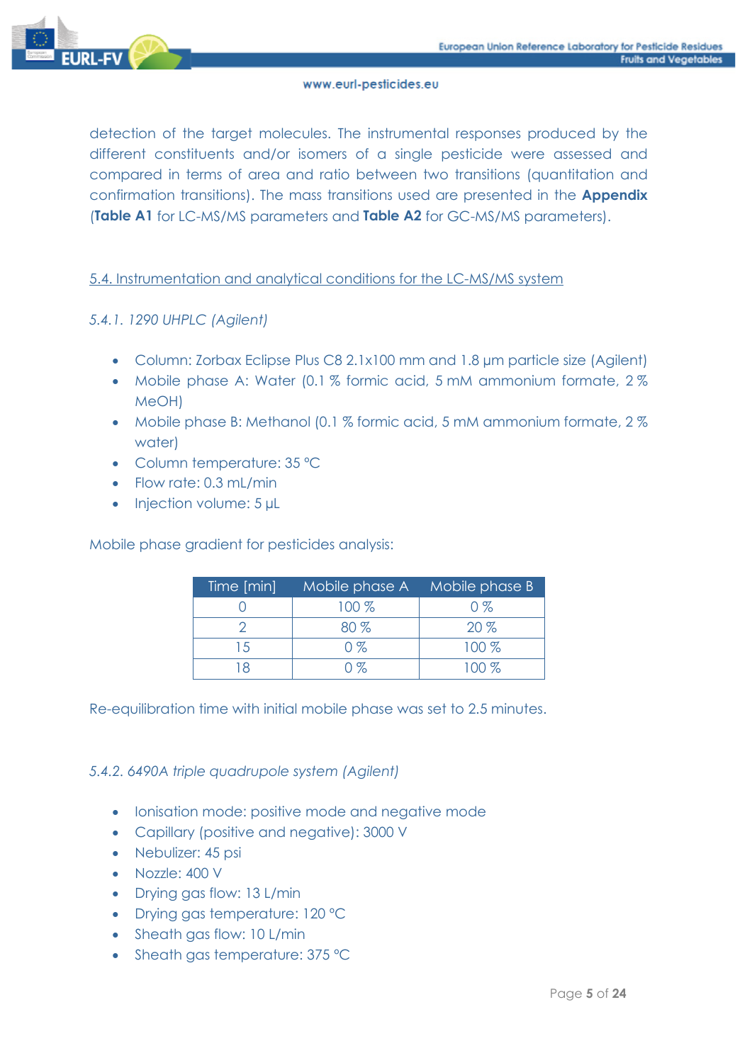detection of the target molecules. The instrumental responses produced by the different constituents and/or isomers of a single pesticide were assessed and compared in terms of area and ratio between two transitions (quantitation and confirmation transitions). The mass transitions used are presented in the **Appendix** (**Table A1** for LC-MS/MS parameters and **Table A2** for GC-MS/MS parameters).

## 5.4. Instrumentation and analytical conditions for the LC-MS/MS system

### *5.4.1. 1290 UHPLC (Agilent)*

- Column: Zorbax Eclipse Plus C8 2.1x100 mm and 1.8 µm particle size (Agilent)
- Mobile phase A: Water (0.1 % formic acid, 5 mM ammonium formate, 2 % MeOH)
- Mobile phase B: Methanol (0.1 % formic acid, 5 mM ammonium formate, 2 % water)
- Column temperature: 35 °C
- Flow rate: 0.3 mL/min
- Injection volume: 5 µL

Mobile phase gradient for pesticides analysis:

| Time [min] | Mobile phase A | Mobile phase B |
|---|---|---|
| 0 | 100 % | 0 % |
| 2 | 80 % | 20 % |
| 15 | 0 % | 100 % |
| 18 | 0 % | 100 % |

Re-equilibration time with initial mobile phase was set to 2.5 minutes.

### *5.4.2. 6490A triple quadrupole system (Agilent)*

- Ionisation mode: positive mode and negative mode
- Capillary (positive and negative): 3000 V
- Nebulizer: 45 psi
- Nozzle: 400 V
- Drying gas flow: 13 L/min
- Drying gas temperature: 120 °C
- Sheath gas flow: 10 L/min
- Sheath gas temperature: 375 °C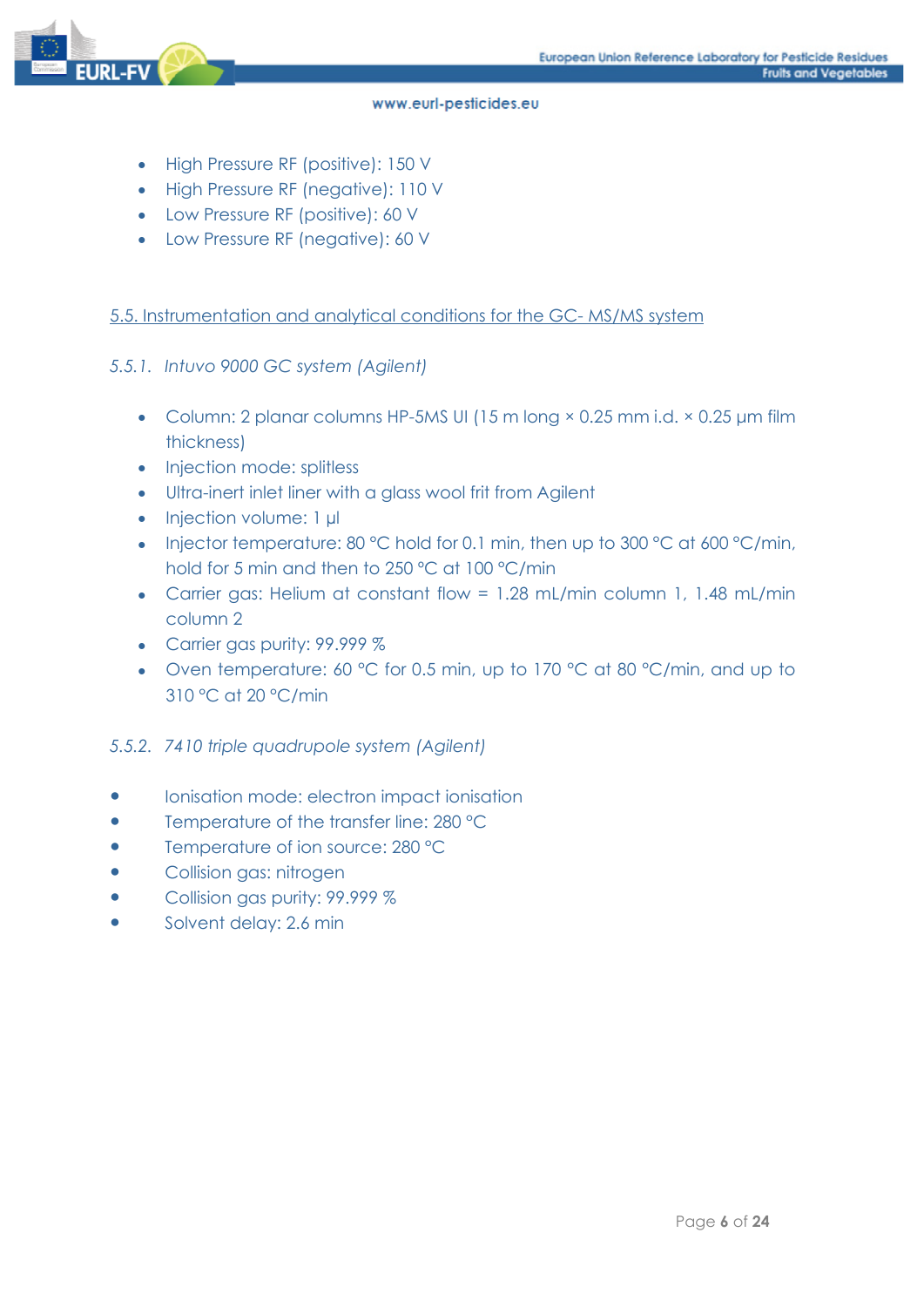- High Pressure RF (positive): 150 V
- High Pressure RF (negative): 110 V
- Low Pressure RF (positive): 60 V
- Low Pressure RF (negative): 60 V

## 5.5. Instrumentation and analytical conditions for the GC- MS/MS system

### *5.5.1. Intuvo 9000 GC system (Agilent)*

- Column: 2 planar columns HP-5MS UI (15 m long × 0.25 mm i.d. × 0.25 µm film thickness)
- Injection mode: splitless
- Ultra-inert inlet liner with a glass wool frit from Agilent
- Injection volume: 1 µl
- Injector temperature: 80 °C hold for 0.1 min, then up to 300 °C at 600 °C/min, hold for 5 min and then to 250 °C at 100 °C/min
- Carrier gas: Helium at constant flow = 1.28 mL/min column 1, 1.48 mL/min column 2
- Carrier gas purity: 99.999 %
- Oven temperature: 60 °C for 0.5 min, up to 170 °C at 80 °C/min, and up to 310 °C at 20 °C/min

### *5.5.2. 7410 triple quadrupole system (Agilent)*

- Ionisation mode: electron impact ionisation
- Temperature of the transfer line: 280 °C
- Temperature of ion source: 280 °C
- Collision gas: nitrogen
- Collision gas purity: 99.999 %
- Solvent delay: 2.6 min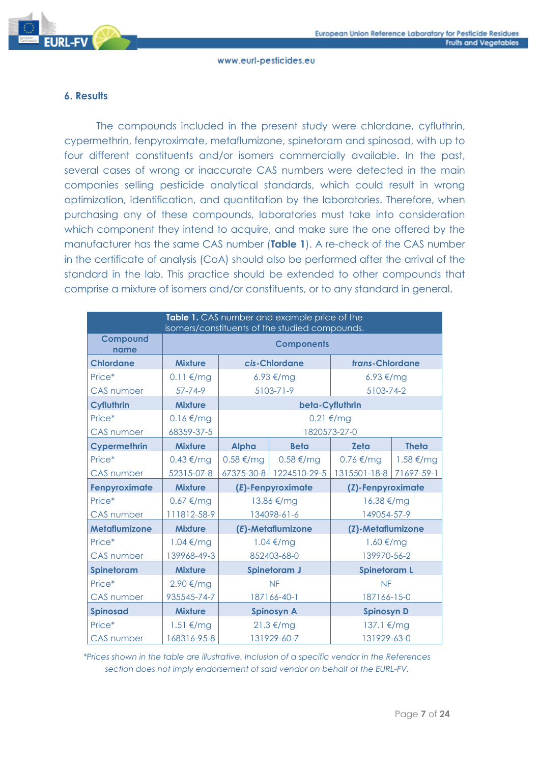## 6. Results

The compounds included in the present study were chlordane, cyfluthrin, cypermethrin, fenpyroximate, metaflumizone, spinetoram and spinosad, with up to four different constituents and/or isomers commercially available. In the past, several cases of wrong or inaccurate CAS numbers were detected in the main companies selling pesticide analytical standards, which could result in wrong optimization, identification, and quantitation by the laboratories. Therefore, when purchasing any of these compounds, laboratories must take into consideration which component they intend to acquire, and make sure the one offered by the manufacturer has the same CAS number (**Table 1**). A re-check of the CAS number in the certificate of analysis (CoA) should also be performed after the arrival of the standard in the lab. This practice should be extended to other compounds that comprise a mixture of isomers and/or constituents, or to any standard in general.

**Table 1.** CAS number and example price of the isomers/constituents of the studied compounds.

| Compound name | Components | | | | |
|---|---|---|---|---|---|
| **Chlordane** | **Mixture** | ***cis*-Chlordane** | | ***trans*-Chlordane** | |
| Price* | 0.11 €/mg | 6.93 €/mg | | 6.93 €/mg | |
| CAS number | 57-74-9 | 5103-71-9 | | 5103-74-2 | |
| **Cyfluthrin** | **Mixture** | **beta-Cyfluthrin** | | | |
| Price* | 0.16 €/mg | 0.21 €/mg | | | |
| CAS number | 68359-37-5 | 1820573-27-0 | | | |
| **Cypermethrin** | **Mixture** | **Alpha** | **Beta** | **Zeta** | **Theta** |
| Price* | 0.43 €/mg | 0.58 €/mg | 0.58 €/mg | 0.76 €/mg | 1.58 €/mg |
| CAS number | 52315-07-8 | 67375-30-8 | 1224510-29-5 | 1315501-18-8 | 71697-59-1 |
| **Fenpyroximate** | **Mixture** | **(*E*)-Fenpyroximate** | | **(*Z*)-Fenpyroximate** | |
| Price* | 0.67 €/mg | 13.86 €/mg | | 16.38 €/mg | |
| CAS number | 111812-58-9 | 134098-61-6 | | 149054-57-9 | |
| **Metaflumizone** | **Mixture** | **(*E*)-Metaflumizone** | | **(*Z*)-Metaflumizone** | |
| Price* | 1.04 €/mg | 1.04 €/mg | | 1.60 €/mg | |
| CAS number | 139968-49-3 | 852403-68-0 | | 139970-56-2 | |
| **Spinetoram** | **Mixture** | **Spinetoram J** | | **Spinetoram L** | |
| Price* | 2.90 €/mg | NF | | NF | |
| CAS number | 935545-74-7 | 187166-40-1 | | 187166-15-0 | |
| **Spinosad** | **Mixture** | **Spinosyn A** | | **Spinosyn D** | |
| Price* | 1.51 €/mg | 21.3 €/mg | | 137.1 €/mg | |
| CAS number | 168316-95-8 | 131929-60-7 | | 131929-63-0 | |

*\*Prices shown in the table are illustrative. Inclusion of a specific vendor in the References section does not imply endorsement of said vendor on behalf of the EURL-FV.*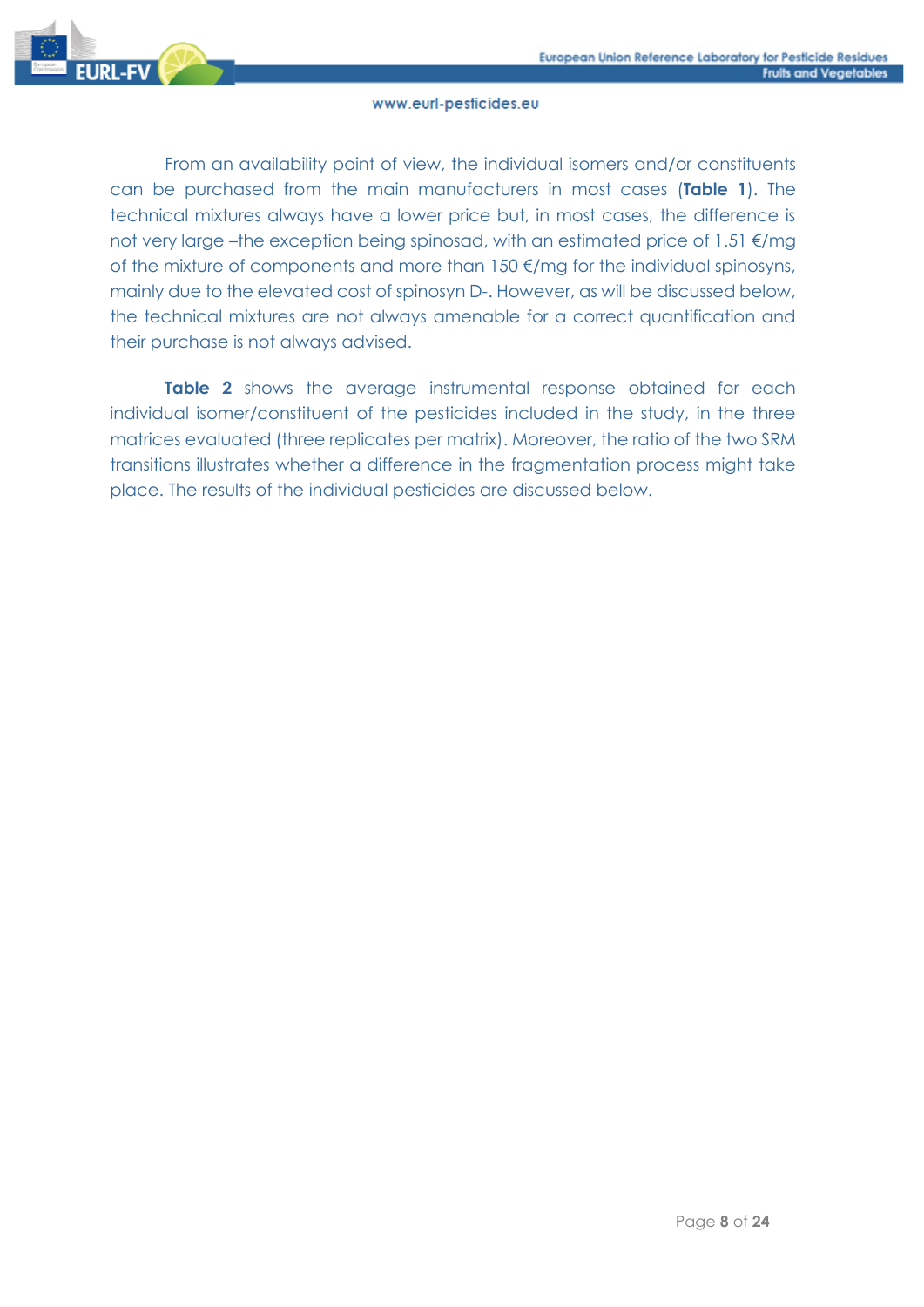From an availability point of view, the individual isomers and/or constituents can be purchased from the main manufacturers in most cases (**Table 1**). The technical mixtures always have a lower price but, in most cases, the difference is not very large –the exception being spinosad, with an estimated price of 1.51 €/mg of the mixture of components and more than 150 €/mg for the individual spinosyns, mainly due to the elevated cost of spinosyn D-. However, as will be discussed below, the technical mixtures are not always amenable for a correct quantification and their purchase is not always advised.

**Table 2** shows the average instrumental response obtained for each individual isomer/constituent of the pesticides included in the study, in the three matrices evaluated (three replicates per matrix). Moreover, the ratio of the two SRM transitions illustrates whether a difference in the fragmentation process might take place. The results of the individual pesticides are discussed below.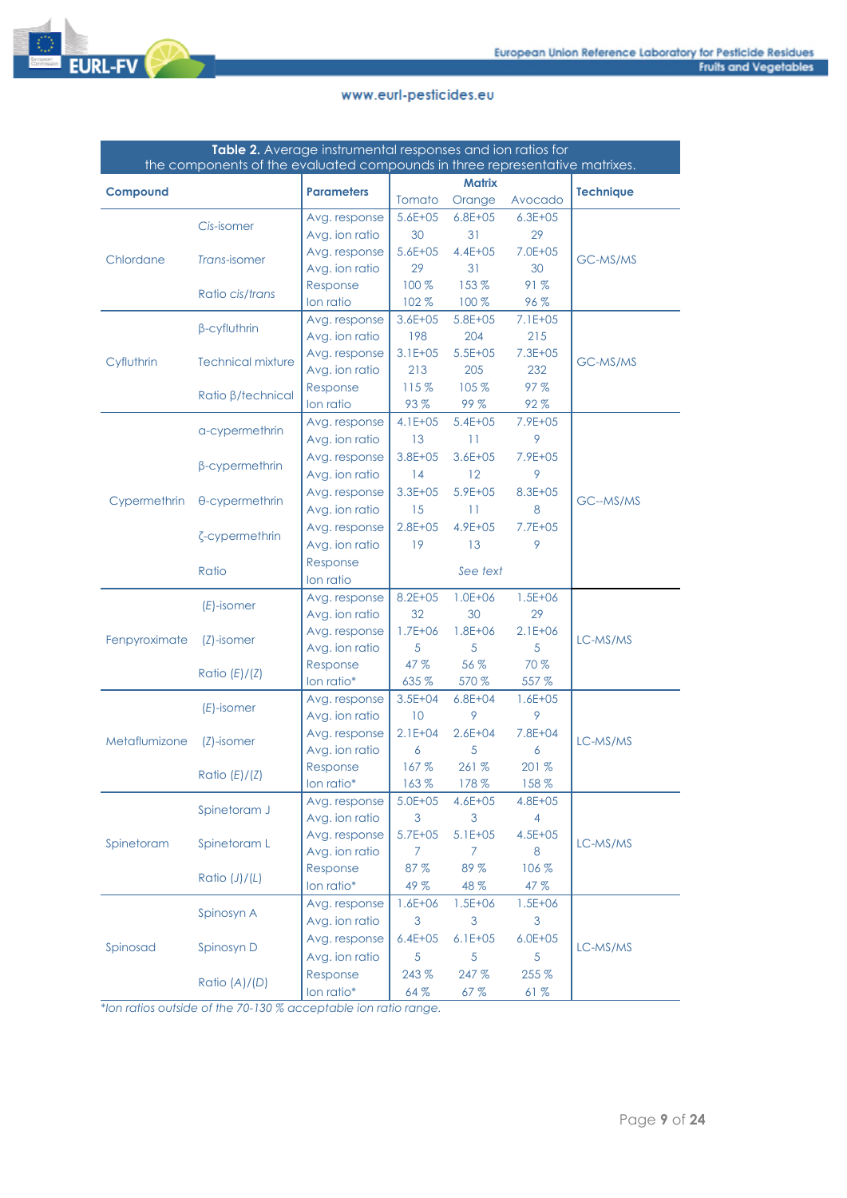**Table 2.** Average instrumental responses and ion ratios for the components of the evaluated compounds in three representative matrixes.

| Compound | | Parameters | Matrix Tomato | Orange | Avocado | Technique |
|---|---|---|---|---|---|---|
| Chlordane | *Cis*-isomer | Avg. response | 5.6E+05 | 6.8E+05 | 6.3E+05 | GC-MS/MS |
| | | Avg. ion ratio | 30 | 31 | 29 | |
| | *Trans*-isomer | Avg. response | 5.6E+05 | 4.4E+05 | 7.0E+05 | |
| | | Avg. ion ratio | 29 | 31 | 30 | |
| | Ratio *cis*/*trans* | Response | 100 % | 153 % | 91 % | |
| | | Ion ratio | 102 % | 100 % | 96 % | |
| Cyfluthrin | β-cyfluthrin | Avg. response | 3.6E+05 | 5.8E+05 | 7.1E+05 | GC-MS/MS |
| | | Avg. ion ratio | 198 | 204 | 215 | |
| | Technical mixture | Avg. response | 3.1E+05 | 5.5E+05 | 7.3E+05 | |
| | | Avg. ion ratio | 213 | 205 | 232 | |
| | Ratio β/technical | Response | 115 % | 105 % | 97 % | |
| | | Ion ratio | 93 % | 99 % | 92 % | |
| Cypermethrin | α-cypermethrin | Avg. response | 4.1E+05 | 5.4E+05 | 7.9E+05 | GC--MS/MS |
| | | Avg. ion ratio | 13 | 11 | 9 | |
| | β-cypermethrin | Avg. response | 3.8E+05 | 3.6E+05 | 7.9E+05 | |
| | | Avg. ion ratio | 14 | 12 | 9 | |
| | θ-cypermethrin | Avg. response | 3.3E+05 | 5.9E+05 | 8.3E+05 | |
| | | Avg. ion ratio | 15 | 11 | 8 | |
| | ζ-cypermethrin | Avg. response | 2.8E+05 | 4.9E+05 | 7.7E+05 | |
| | | Avg. ion ratio | 19 | 13 | 9 | |
| | Ratio | Response | | *See text* | | |
| | | Ion ratio | | | | |
| Fenpyroximate | (*E*)-isomer | Avg. response | 8.2E+05 | 1.0E+06 | 1.5E+06 | LC-MS/MS |
| | | Avg. ion ratio | 32 | 30 | 29 | |
| | (*Z*)-isomer | Avg. response | 1.7E+06 | 1.8E+06 | 2.1E+06 | |
| | | Avg. ion ratio | 5 | 5 | 5 | |
| | Ratio (*E*)/(*Z*) | Response | 47 % | 56 % | 70 % | |
| | | Ion ratio* | 635 % | 570 % | 557 % | |
| Metaflumizone | (*E*)-isomer | Avg. response | 3.5E+04 | 6.8E+04 | 1.6E+05 | LC-MS/MS |
| | | Avg. ion ratio | 10 | 9 | 9 | |
| | (*Z*)-isomer | Avg. response | 2.1E+04 | 2.6E+04 | 7.8E+04 | |
| | | Avg. ion ratio | 6 | 5 | 6 | |
| | Ratio (*E*)/(*Z*) | Response | 167 % | 261 % | 201 % | |
| | | Ion ratio* | 163 % | 178 % | 158 % | |
| Spinetoram | Spinetoram J | Avg. response | 5.0E+05 | 4.6E+05 | 4.8E+05 | LC-MS/MS |
| | | Avg. ion ratio | 3 | 3 | 4 | |
| | Spinetoram L | Avg. response | 5.7E+05 | 5.1E+05 | 4.5E+05 | |
| | | Avg. ion ratio | 7 | 7 | 8 | |
| | Ratio (J)/(L) | Response | 87 % | 89 % | 106 % | |
| | | Ion ratio* | 49 % | 48 % | 47 % | |
| Spinosad | Spinosyn A | Avg. response | 1.6E+06 | 1.5E+06 | 1.5E+06 | LC-MS/MS |
| | | Avg. ion ratio | 3 | 3 | 3 | |
| | Spinosyn D | Avg. response | 6.4E+05 | 6.1E+05 | 6.0E+05 | |
| | | Avg. ion ratio | 5 | 5 | 5 | |
| | Ratio (A)/(D) | Response | 243 % | 247 % | 255 % | |
| | | Ion ratio* | 64 % | 67 % | 61 % | |

*\*Ion ratios outside of the 70-130 % acceptable ion ratio range.*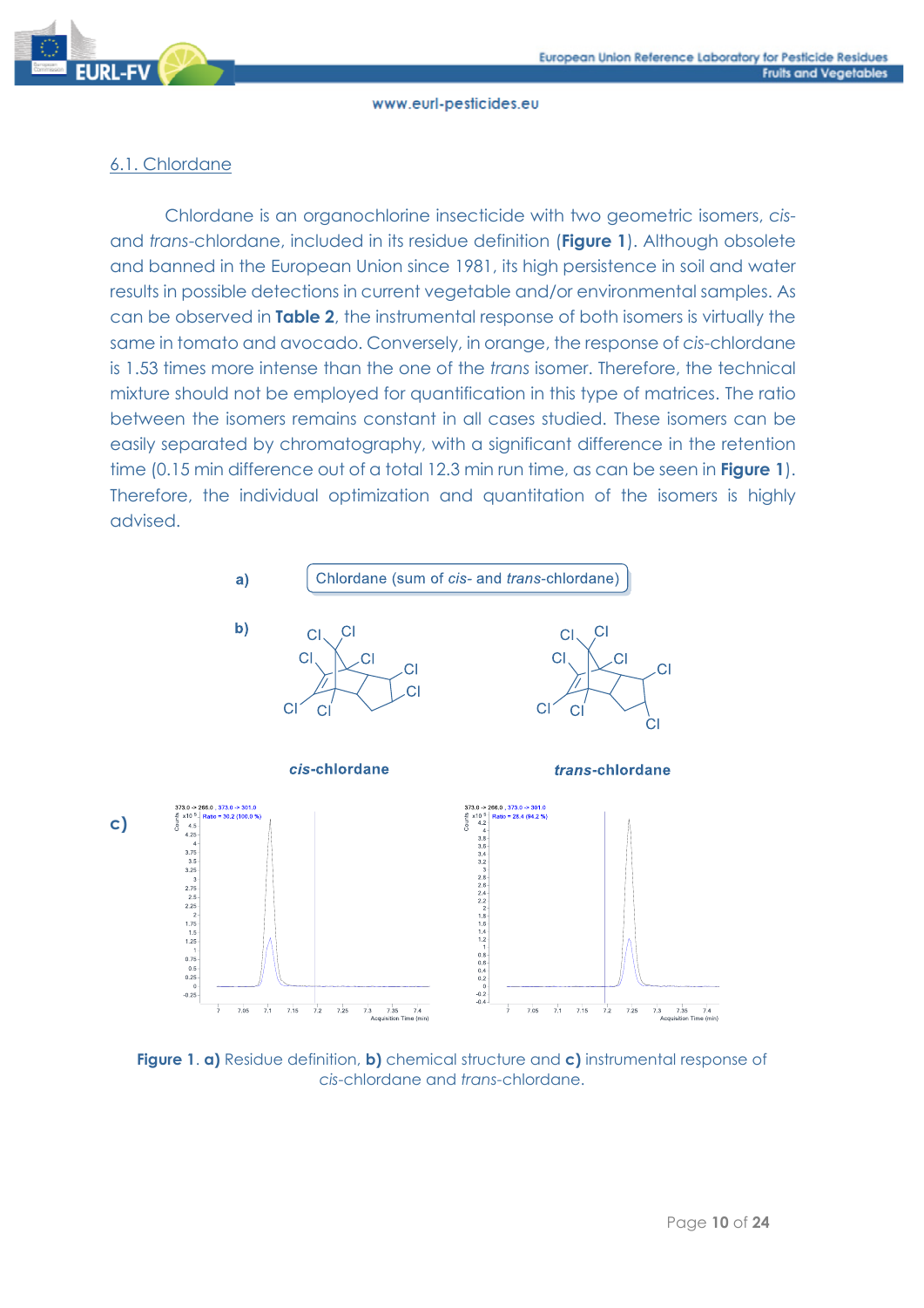## 6.1. Chlordane

Chlordane is an organochlorine insecticide with two geometric isomers, *cis-* and *trans*-chlordane, included in its residue definition (**Figure 1**). Although obsolete and banned in the European Union since 1981, its high persistence in soil and water results in possible detections in current vegetable and/or environmental samples. As can be observed in **Table 2**, the instrumental response of both isomers is virtually the same in tomato and avocado. Conversely, in orange, the response of *cis*-chlordane is 1.53 times more intense than the one of the *trans* isomer. Therefore, the technical mixture should not be employed for quantification in this type of matrices. The ratio between the isomers remains constant in all cases studied. These isomers can be easily separated by chromatography, with a significant difference in the retention time (0.15 min difference out of a total 12.3 min run time, as can be seen in **Figure 1**). Therefore, the individual optimization and quantitation of the isomers is highly advised.

**a)** Chlordane (sum of *cis*- and *trans*-chlordane)

**b)** *cis*-chlordane | *trans*-chlordane

**c)**

**Figure 1**. **a)** Residue definition, **b)** chemical structure and **c)** instrumental response of *cis*-chlordane and *trans*-chlordane.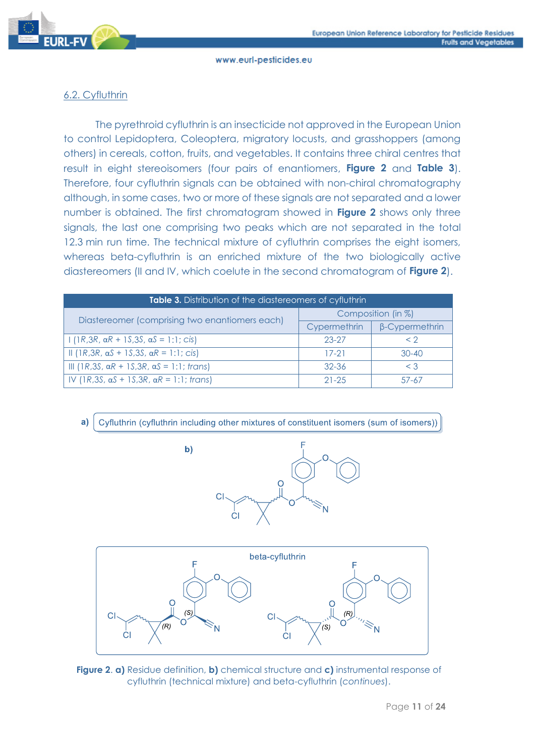## 6.2. Cyfluthrin

The pyrethroid cyfluthrin is an insecticide not approved in the European Union to control Lepidoptera, Coleoptera, migratory locusts, and grasshoppers (among others) in cereals, cotton, fruits, and vegetables. It contains three chiral centres that result in eight stereoisomers (four pairs of enantiomers, **Figure 2** and **Table 3**). Therefore, four cyfluthrin signals can be obtained with non-chiral chromatography although, in some cases, two or more of these signals are not separated and a lower number is obtained. The first chromatogram showed in **Figure 2** shows only three signals, the last one comprising two peaks which are not separated in the total 12.3 min run time. The technical mixture of cyfluthrin comprises the eight isomers, whereas beta-cyfluthrin is an enriched mixture of the two biologically active diastereomers (II and IV, which coelute in the second chromatogram of **Figure 2**).

**Table 3.** Distribution of the diastereomers of cyfluthrin

| Diastereomer (comprising two enantiomers each) | Composition (in %) | |
|---|---|---|
| | Cypermethrin | β-Cypermethrin |
| I (1*R*,3*R*, α*R* + 1*S*,3*S*, α*S* = 1:1; *cis*) | 23-27 | < 2 |
| II (1*R*,3*R*, α*S* + 1*S*,3*S*, α*R* = 1:1; *cis*) | 17-21 | 30-40 |
| III (1*R*,3*S*, α*R* + 1*S*,3*R*, α*S* = 1:1; *trans*) | 32-36 | < 3 |
| IV (1*R*,3*S*, α*S* + 1*S*,3*R*, α*R* = 1:1; *trans*) | 21-25 | 57-67 |

**a)** Cyfluthrin (cyfluthrin including other mixtures of constituent isomers (sum of isomers))

**b)**

beta-cyfluthrin

**Figure 2**. **a)** Residue definition, **b)** chemical structure and **c)** instrumental response of cyfluthrin (technical mixture) and beta-cyfluthrin (*continues*).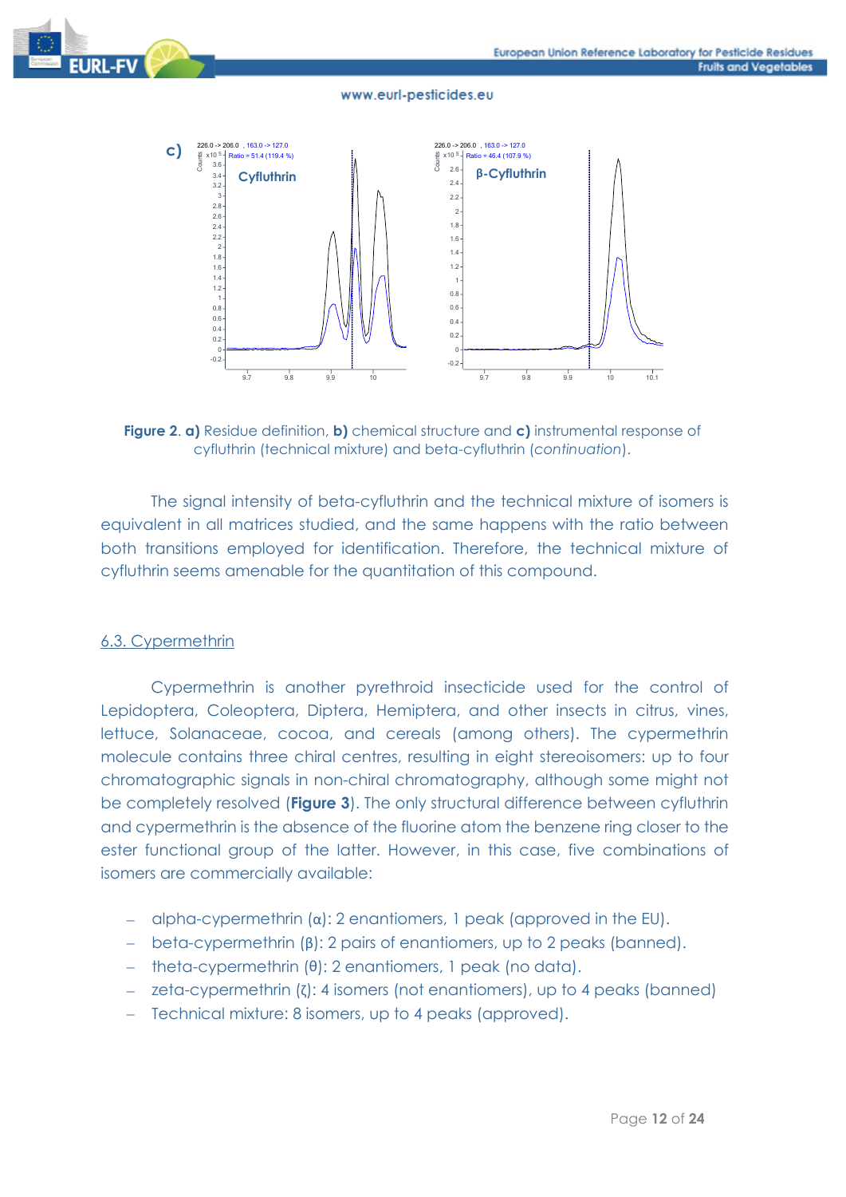c)

Figure 2. a) Residue definition, b) chemical structure and c) instrumental response of cyfluthrin (technical mixture) and beta-cyfluthrin (*continuation*).

The signal intensity of beta-cyfluthrin and the technical mixture of isomers is equivalent in all matrices studied, and the same happens with the ratio between both transitions employed for identification. Therefore, the technical mixture of cyfluthrin seems amenable for the quantitation of this compound.

## 6.3. Cypermethrin

Cypermethrin is another pyrethroid insecticide used for the control of Lepidoptera, Coleoptera, Diptera, Hemiptera, and other insects in citrus, vines, lettuce, Solanaceae, cocoa, and cereals (among others). The cypermethrin molecule contains three chiral centres, resulting in eight stereoisomers: up to four chromatographic signals in non-chiral chromatography, although some might not be completely resolved (**Figure 3**). The only structural difference between cyfluthrin and cypermethrin is the absence of the fluorine atom the benzene ring closer to the ester functional group of the latter. However, in this case, five combinations of isomers are commercially available:

- alpha-cypermethrin (α): 2 enantiomers, 1 peak (approved in the EU).
- beta-cypermethrin (β): 2 pairs of enantiomers, up to 2 peaks (banned).
- theta-cypermethrin (θ): 2 enantiomers, 1 peak (no data).
- zeta-cypermethrin (ζ): 4 isomers (not enantiomers), up to 4 peaks (banned)
- Technical mixture: 8 isomers, up to 4 peaks (approved).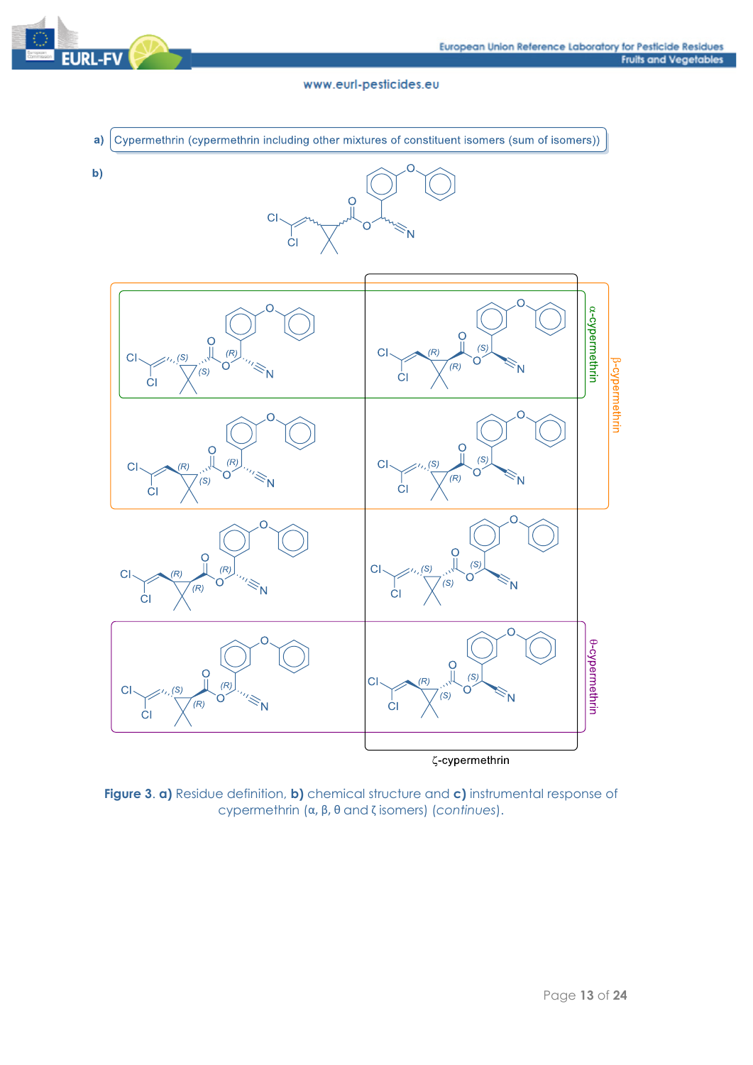a) Cypermethrin (cypermethrin including other mixtures of constituent isomers (sum of isomers))

b)

α-cypermethrin

β-cypermethrin

θ-cypermethrin

ζ-cypermethrin

**Figure 3**. **a)** Residue definition, **b)** chemical structure and **c)** instrumental response of cypermethrin (α, β, θ and ζ isomers) (*continues*).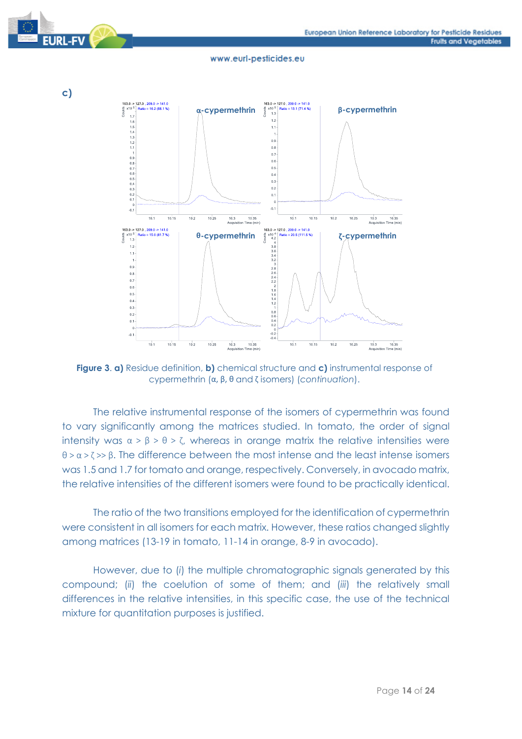c)

Figure 3. **a)** Residue definition, **b)** chemical structure and **c)** instrumental response of cypermethrin (α, β, θ and ζ isomers) (*continuation*).

The relative instrumental response of the isomers of cypermethrin was found to vary significantly among the matrices studied. In tomato, the order of signal intensity was α > β > θ > ζ, whereas in orange matrix the relative intensities were θ > α > ζ >> β. The difference between the most intense and the least intense isomers was 1.5 and 1.7 for tomato and orange, respectively. Conversely, in avocado matrix, the relative intensities of the different isomers were found to be practically identical.

The ratio of the two transitions employed for the identification of cypermethrin were consistent in all isomers for each matrix. However, these ratios changed slightly among matrices (13-19 in tomato, 11-14 in orange, 8-9 in avocado).

However, due to (*i*) the multiple chromatographic signals generated by this compound; (*ii*) the coelution of some of them; and (*iii*) the relatively small differences in the relative intensities, in this specific case, the use of the technical mixture for quantitation purposes is justified.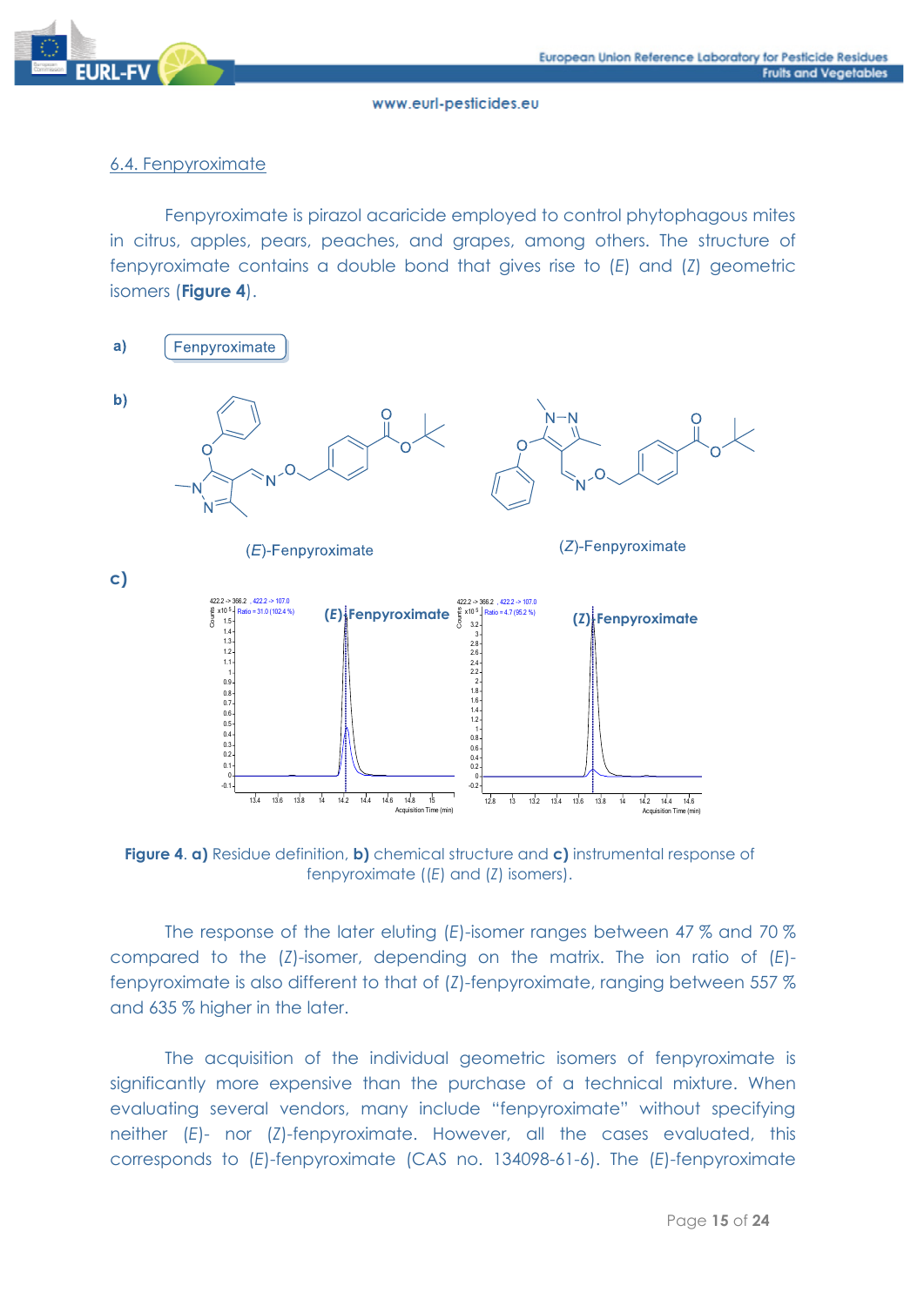## 6.4. Fenpyroximate

Fenpyroximate is pirazol acaricide employed to control phytophagous mites in citrus, apples, pears, peaches, and grapes, among others. The structure of fenpyroximate contains a double bond that gives rise to (*E*) and (*Z*) geometric isomers (**Figure 4**).

a) Fenpyroximate

b)

(*E*)-Fenpyroximate

(*Z*)-Fenpyroximate

c)

**Figure 4**. **a)** Residue definition, **b)** chemical structure and **c)** instrumental response of fenpyroximate ((*E*) and (*Z*) isomers).

The response of the later eluting (*E*)-isomer ranges between 47 % and 70 % compared to the (*Z*)-isomer, depending on the matrix. The ion ratio of (*E*)-fenpyroximate is also different to that of (*Z*)-fenpyroximate, ranging between 557 % and 635 % higher in the later.

The acquisition of the individual geometric isomers of fenpyroximate is significantly more expensive than the purchase of a technical mixture. When evaluating several vendors, many include "fenpyroximate" without specifying neither (*E*)- nor (*Z*)-fenpyroximate. However, all the cases evaluated, this corresponds to (*E*)-fenpyroximate (CAS no. 134098-61-6). The (*E*)-fenpyroximate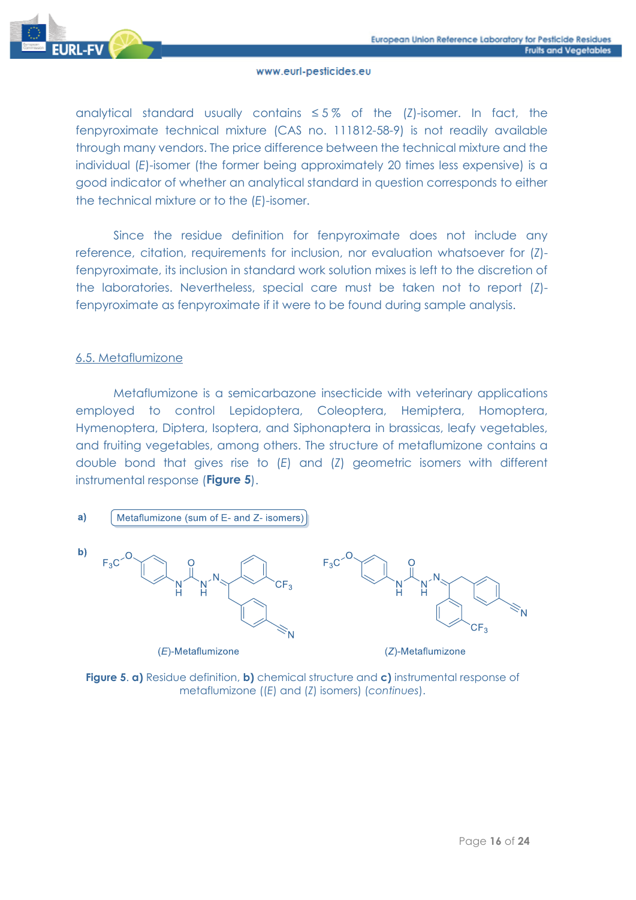analytical standard usually contains ≤ 5 % of the (*Z*)-isomer. In fact, the fenpyroximate technical mixture (CAS no. 111812-58-9) is not readily available through many vendors. The price difference between the technical mixture and the individual (*E*)-isomer (the former being approximately 20 times less expensive) is a good indicator of whether an analytical standard in question corresponds to either the technical mixture or to the (*E*)-isomer.

Since the residue definition for fenpyroximate does not include any reference, citation, requirements for inclusion, nor evaluation whatsoever for (*Z*)-fenpyroximate, its inclusion in standard work solution mixes is left to the discretion of the laboratories. Nevertheless, special care must be taken not to report (*Z*)-fenpyroximate as fenpyroximate if it were to be found during sample analysis.

## 6.5. Metaflumizone

Metaflumizone is a semicarbazone insecticide with veterinary applications employed to control Lepidoptera, Coleoptera, Hemiptera, Homoptera, Hymenoptera, Diptera, Isoptera, and Siphonaptera in brassicas, leafy vegetables, and fruiting vegetables, among others. The structure of metaflumizone contains a double bond that gives rise to (*E*) and (*Z*) geometric isomers with different instrumental response (**Figure 5**).

**a)** Metaflumizone (sum of E- and Z- isomers)

**b)**

(*E*)-Metaflumizone (*Z*)-Metaflumizone

**Figure 5**. **a)** Residue definition, **b)** chemical structure and **c)** instrumental response of metaflumizone ((*E*) and (*Z*) isomers) (*continues*).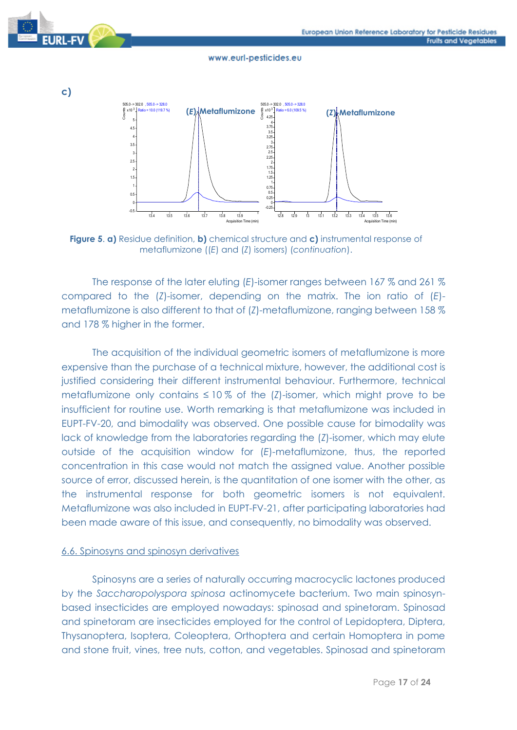c)

**Figure 5**. **a)** Residue definition, **b)** chemical structure and **c)** instrumental response of metaflumizone ((*E*) and (*Z*) isomers) (*continuation*).

The response of the later eluting (*E*)-isomer ranges between 167 % and 261 % compared to the (*Z*)-isomer, depending on the matrix. The ion ratio of (*E*)-metaflumizone is also different to that of (*Z*)-metaflumizone, ranging between 158 % and 178 % higher in the former.

The acquisition of the individual geometric isomers of metaflumizone is more expensive than the purchase of a technical mixture, however, the additional cost is justified considering their different instrumental behaviour. Furthermore, technical metaflumizone only contains ≤ 10 % of the (*Z*)-isomer, which might prove to be insufficient for routine use. Worth remarking is that metaflumizone was included in EUPT-FV-20, and bimodality was observed. One possible cause for bimodality was lack of knowledge from the laboratories regarding the (*Z*)-isomer, which may elute outside of the acquisition window for (*E*)-metaflumizone, thus, the reported concentration in this case would not match the assigned value. Another possible source of error, discussed herein, is the quantitation of one isomer with the other, as the instrumental response for both geometric isomers is not equivalent. Metaflumizone was also included in EUPT-FV-21, after participating laboratories had been made aware of this issue, and consequently, no bimodality was observed.

### 6.6. Spinosyns and spinosyn derivatives

Spinosyns are a series of naturally occurring macrocyclic lactones produced by the *Saccharopolyspora spinosa* actinomycete bacterium. Two main spinosyn-based insecticides are employed nowadays: spinosad and spinetoram. Spinosad and spinetoram are insecticides employed for the control of Lepidoptera, Diptera, Thysanoptera, Isoptera, Coleoptera, Orthoptera and certain Homoptera in pome and stone fruit, vines, tree nuts, cotton, and vegetables. Spinosad and spinetoram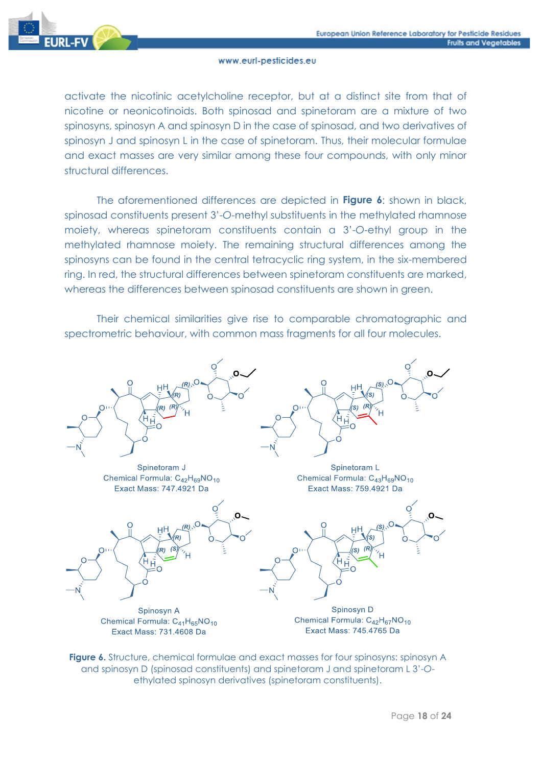activate the nicotinic acetylcholine receptor, but at a distinct site from that of nicotine or neonicotinoids. Both spinosad and spinetoram are a mixture of two spinosyns, spinosyn A and spinosyn D in the case of spinosad, and two derivatives of spinosyn J and spinosyn L in the case of spinetoram. Thus, their molecular formulae and exact masses are very similar among these four compounds, with only minor structural differences.

The aforementioned differences are depicted in **Figure 6**: shown in black, spinosad constituents present 3'-*O*-methyl substituents in the methylated rhamnose moiety, whereas spinetoram constituents contain a 3'-*O*-ethyl group in the methylated rhamnose moiety. The remaining structural differences among the spinosyns can be found in the central tetracyclic ring system, in the six-membered ring. In red, the structural differences between spinetoram constituents are marked, whereas the differences between spinosad constituents are shown in green.

Their chemical similarities give rise to comparable chromatographic and spectrometric behaviour, with common mass fragments for all four molecules.

Spinetoram J
Chemical Formula: $C_{42}H_{69}NO_{10}$
Exact Mass: 747.4921 Da

Spinetoram L
Chemical Formula: $C_{43}H_{69}NO_{10}$
Exact Mass: 759.4921 Da

Spinosyn A
Chemical Formula: $C_{41}H_{65}NO_{10}$
Exact Mass: 731.4608 Da

Spinosyn D
Chemical Formula: $C_{42}H_{67}NO_{10}$
Exact Mass: 745.4765 Da

**Figure 6.** Structure, chemical formulae and exact masses for four spinosyns: spinosyn A and spinosyn D (spinosad constituents) and spinetoram J and spinetoram L 3'-*O*-ethylated spinosyn derivatives (spinetoram constituents).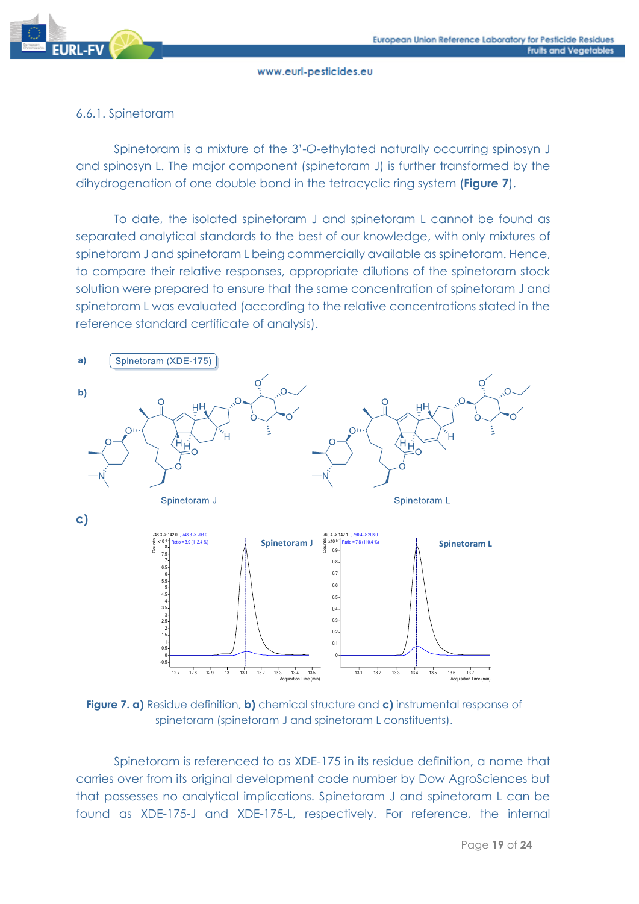6.6.1. Spinetoram

Spinetoram is a mixture of the 3'-*O*-ethylated naturally occurring spinosyn J and spinosyn L. The major component (spinetoram J) is further transformed by the dihydrogenation of one double bond in the tetracyclic ring system (**Figure 7**).

To date, the isolated spinetoram J and spinetoram L cannot be found as separated analytical standards to the best of our knowledge, with only mixtures of spinetoram J and spinetoram L being commercially available as spinetoram. Hence, to compare their relative responses, appropriate dilutions of the spinetoram stock solution were prepared to ensure that the same concentration of spinetoram J and spinetoram L was evaluated (according to the relative concentrations stated in the reference standard certificate of analysis).

**a)** Spinetoram (XDE-175)

**b)**

Spinetoram J    Spinetoram L

**c)**

**Figure 7. a)** Residue definition, **b)** chemical structure and **c)** instrumental response of spinetoram (spinetoram J and spinetoram L constituents).

Spinetoram is referenced to as XDE-175 in its residue definition, a name that carries over from its original development code number by Dow AgroSciences but that possesses no analytical implications. Spinetoram J and spinetoram L can be found as XDE-175-J and XDE-175-L, respectively. For reference, the internal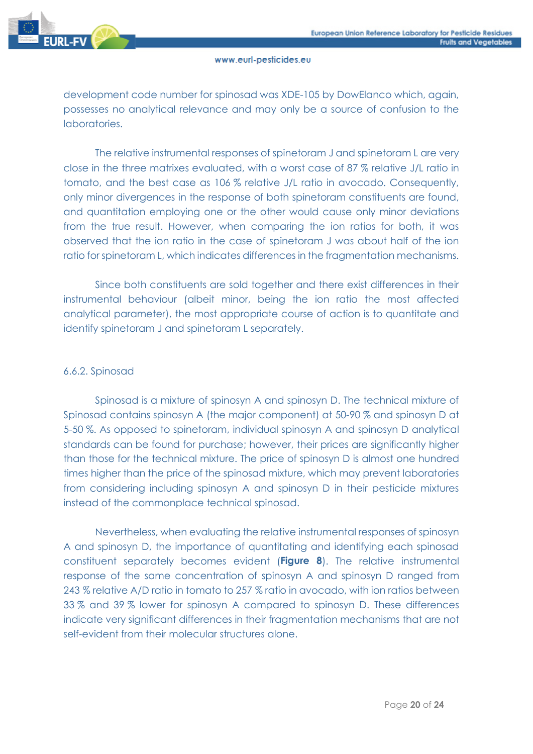development code number for spinosad was XDE-105 by DowElanco which, again, possesses no analytical relevance and may only be a source of confusion to the laboratories.

The relative instrumental responses of spinetoram J and spinetoram L are very close in the three matrixes evaluated, with a worst case of 87 % relative J/L ratio in tomato, and the best case as 106 % relative J/L ratio in avocado. Consequently, only minor divergences in the response of both spinetoram constituents are found, and quantitation employing one or the other would cause only minor deviations from the true result. However, when comparing the ion ratios for both, it was observed that the ion ratio in the case of spinetoram J was about half of the ion ratio for spinetoram L, which indicates differences in the fragmentation mechanisms.

Since both constituents are sold together and there exist differences in their instrumental behaviour (albeit minor, being the ion ratio the most affected analytical parameter), the most appropriate course of action is to quantitate and identify spinetoram J and spinetoram L separately.

6.6.2. Spinosad

Spinosad is a mixture of spinosyn A and spinosyn D. The technical mixture of Spinosad contains spinosyn A (the major component) at 50-90 % and spinosyn D at 5-50 %. As opposed to spinetoram, individual spinosyn A and spinosyn D analytical standards can be found for purchase; however, their prices are significantly higher than those for the technical mixture. The price of spinosyn D is almost one hundred times higher than the price of the spinosad mixture, which may prevent laboratories from considering including spinosyn A and spinosyn D in their pesticide mixtures instead of the commonplace technical spinosad.

Nevertheless, when evaluating the relative instrumental responses of spinosyn A and spinosyn D, the importance of quantitating and identifying each spinosad constituent separately becomes evident (**Figure 8**). The relative instrumental response of the same concentration of spinosyn A and spinosyn D ranged from 243 % relative A/D ratio in tomato to 257 % ratio in avocado, with ion ratios between 33 % and 39 % lower for spinosyn A compared to spinosyn D. These differences indicate very significant differences in their fragmentation mechanisms that are not self-evident from their molecular structures alone.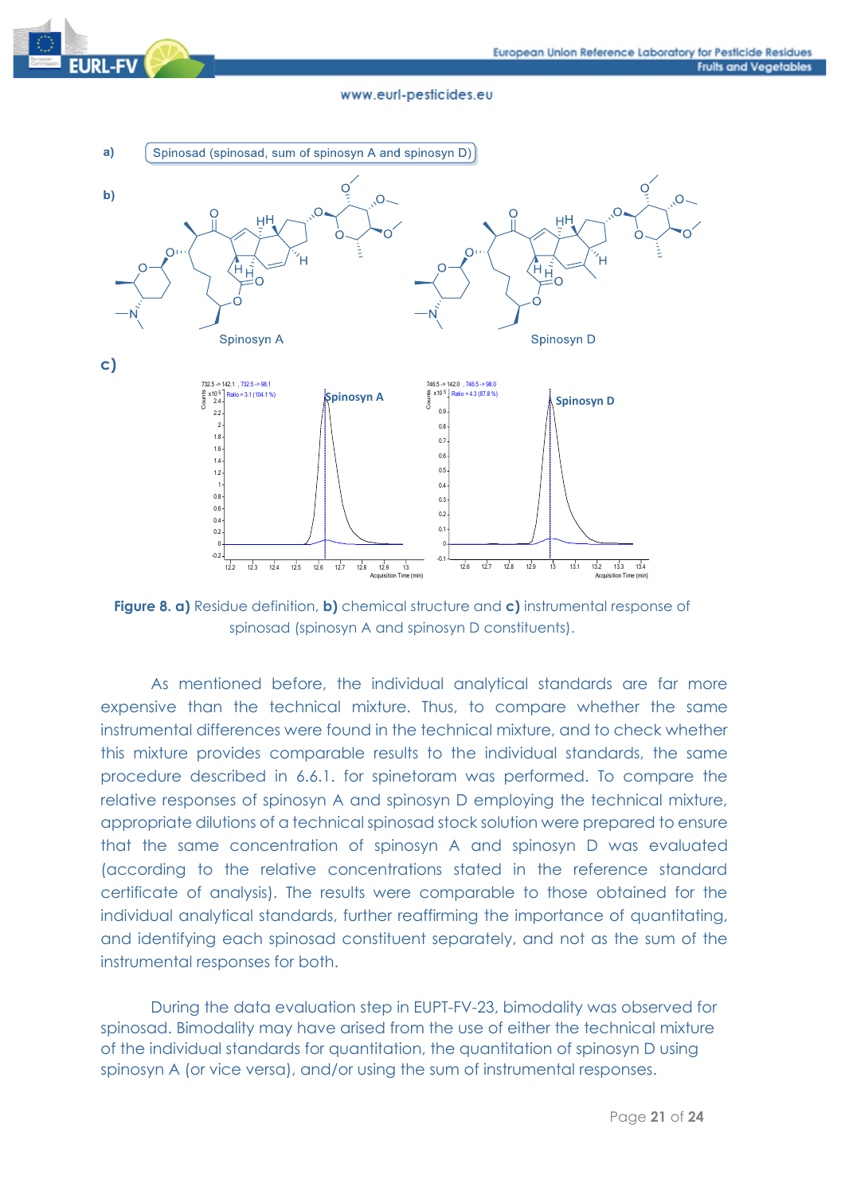a) Spinosad (spinosad, sum of spinosyn A and spinosyn D)

b)

c)

**Figure 8. a)** Residue definition, **b)** chemical structure and **c)** instrumental response of spinosad (spinosyn A and spinosyn D constituents).

As mentioned before, the individual analytical standards are far more expensive than the technical mixture. Thus, to compare whether the same instrumental differences were found in the technical mixture, and to check whether this mixture provides comparable results to the individual standards, the same procedure described in 6.6.1. for spinetoram was performed. To compare the relative responses of spinosyn A and spinosyn D employing the technical mixture, appropriate dilutions of a technical spinosad stock solution were prepared to ensure that the same concentration of spinosyn A and spinosyn D was evaluated (according to the relative concentrations stated in the reference standard certificate of analysis). The results were comparable to those obtained for the individual analytical standards, further reaffirming the importance of quantitating, and identifying each spinosad constituent separately, and not as the sum of the instrumental responses for both.

During the data evaluation step in EUPT-FV-23, bimodality was observed for spinosad. Bimodality may have arised from the use of either the technical mixture of the individual standards for quantitation, the quantitation of spinosyn D using spinosyn A (or vice versa), and/or using the sum of instrumental responses.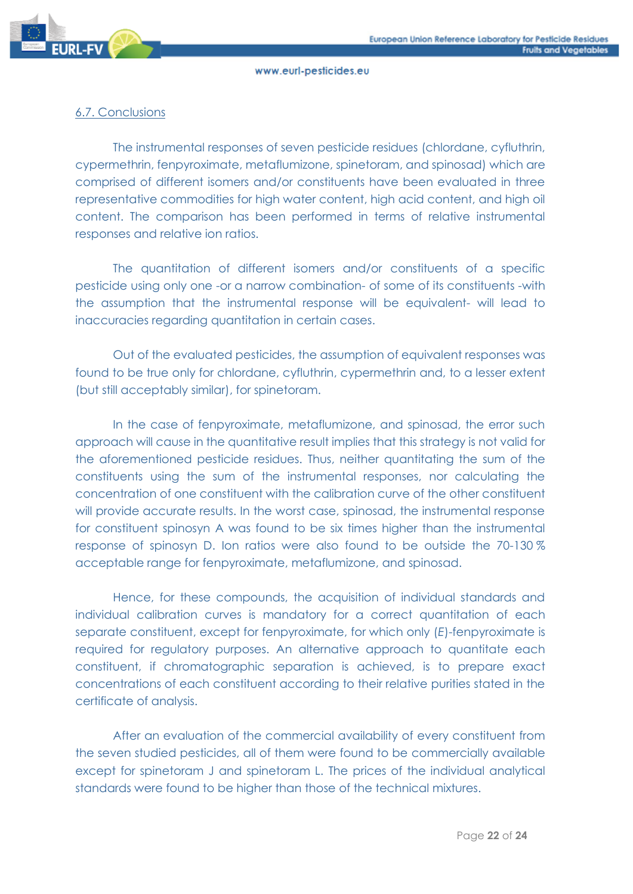## 6.7. Conclusions

The instrumental responses of seven pesticide residues (chlordane, cyfluthrin, cypermethrin, fenpyroximate, metaflumizone, spinetoram, and spinosad) which are comprised of different isomers and/or constituents have been evaluated in three representative commodities for high water content, high acid content, and high oil content. The comparison has been performed in terms of relative instrumental responses and relative ion ratios.

The quantitation of different isomers and/or constituents of a specific pesticide using only one -or a narrow combination- of some of its constituents -with the assumption that the instrumental response will be equivalent- will lead to inaccuracies regarding quantitation in certain cases.

Out of the evaluated pesticides, the assumption of equivalent responses was found to be true only for chlordane, cyfluthrin, cypermethrin and, to a lesser extent (but still acceptably similar), for spinetoram.

In the case of fenpyroximate, metaflumizone, and spinosad, the error such approach will cause in the quantitative result implies that this strategy is not valid for the aforementioned pesticide residues. Thus, neither quantitating the sum of the constituents using the sum of the instrumental responses, nor calculating the concentration of one constituent with the calibration curve of the other constituent will provide accurate results. In the worst case, spinosad, the instrumental response for constituent spinosyn A was found to be six times higher than the instrumental response of spinosyn D. Ion ratios were also found to be outside the 70-130 % acceptable range for fenpyroximate, metaflumizone, and spinosad.

Hence, for these compounds, the acquisition of individual standards and individual calibration curves is mandatory for a correct quantitation of each separate constituent, except for fenpyroximate, for which only (*E*)-fenpyroximate is required for regulatory purposes. An alternative approach to quantitate each constituent, if chromatographic separation is achieved, is to prepare exact concentrations of each constituent according to their relative purities stated in the certificate of analysis.

After an evaluation of the commercial availability of every constituent from the seven studied pesticides, all of them were found to be commercially available except for spinetoram J and spinetoram L. The prices of the individual analytical standards were found to be higher than those of the technical mixtures.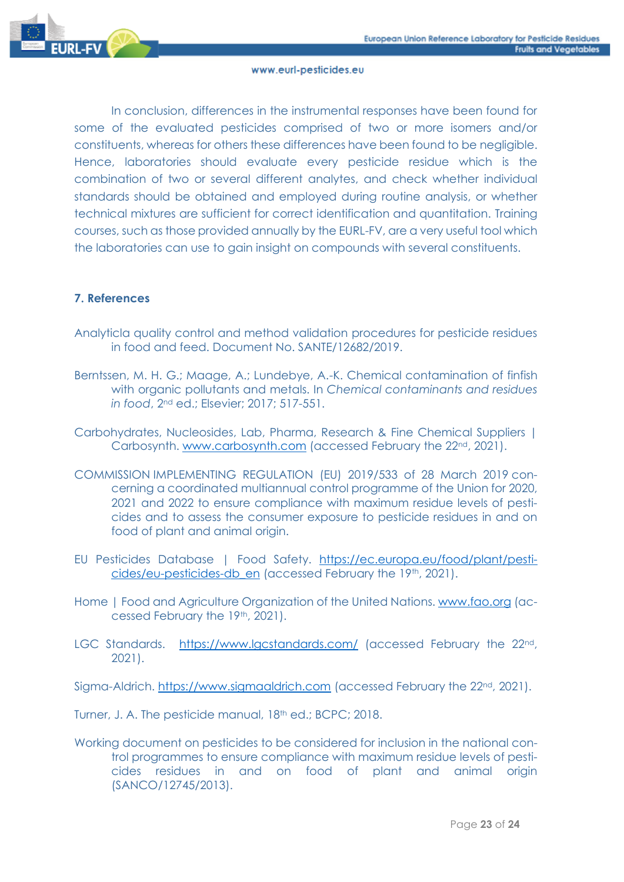In conclusion, differences in the instrumental responses have been found for some of the evaluated pesticides comprised of two or more isomers and/or constituents, whereas for others these differences have been found to be negligible. Hence, laboratories should evaluate every pesticide residue which is the combination of two or several different analytes, and check whether individual standards should be obtained and employed during routine analysis, or whether technical mixtures are sufficient for correct identification and quantitation. Training courses, such as those provided annually by the EURL-FV, are a very useful tool which the laboratories can use to gain insight on compounds with several constituents.

## 7. References

Analyticla quality control and method validation procedures for pesticide residues in food and feed. Document No. SANTE/12682/2019.

Berntssen, M. H. G.; Maage, A.; Lundebye, A.-K. Chemical contamination of finfish with organic pollutants and metals. In *Chemical contaminants and residues in food*, 2nd ed.; Elsevier; 2017; 517-551.

Carbohydrates, Nucleosides, Lab, Pharma, Research & Fine Chemical Suppliers | Carbosynth. www.carbosynth.com (accessed February the 22nd, 2021).

COMMISSION IMPLEMENTING REGULATION (EU) 2019/533 of 28 March 2019 concerning a coordinated multiannual control programme of the Union for 2020, 2021 and 2022 to ensure compliance with maximum residue levels of pesticides and to assess the consumer exposure to pesticide residues in and on food of plant and animal origin.

EU Pesticides Database | Food Safety. https://ec.europa.eu/food/plant/pesticides/eu-pesticides-db_en (accessed February the 19th, 2021).

Home | Food and Agriculture Organization of the United Nations. www.fao.org (accessed February the 19th, 2021).

LGC Standards. https://www.lgcstandards.com/ (accessed February the 22nd, 2021).

Sigma-Aldrich. https://www.sigmaaldrich.com (accessed February the 22nd, 2021).

Turner, J. A. The pesticide manual, 18th ed.; BCPC; 2018.

Working document on pesticides to be considered for inclusion in the national control programmes to ensure compliance with maximum residue levels of pesticides residues in and on food of plant and animal origin (SANCO/12745/2013).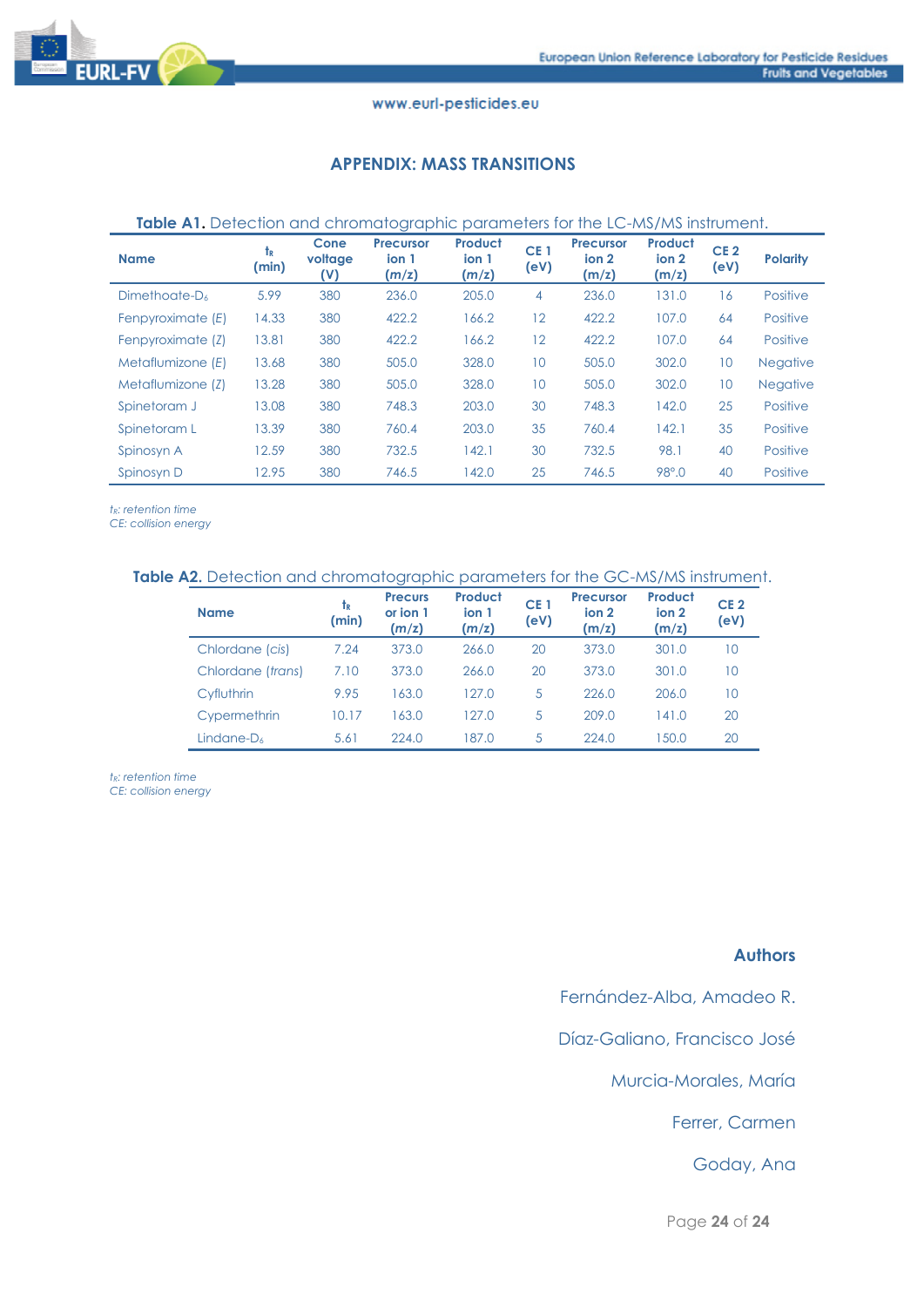## APPENDIX: MASS TRANSITIONS

**Table A1.** Detection and chromatographic parameters for the LC-MS/MS instrument.

| Name | $t_R$ (min) | Cone voltage (V) | Precursor ion 1 (*m/z*) | Product ion 1 (*m/z*) | CE 1 (eV) | Precursor ion 2 (*m/z*) | Product ion 2 (*m/z*) | CE 2 (eV) | Polarity |
|---|---|---|---|---|---|---|---|---|---|
| Dimethoate-$D_6$ | 5.99 | 380 | 236.0 | 205.0 | 4 | 236.0 | 131.0 | 16 | Positive |
| Fenpyroximate (*E*) | 14.33 | 380 | 422.2 | 166.2 | 12 | 422.2 | 107.0 | 64 | Positive |
| Fenpyroximate (*Z*) | 13.81 | 380 | 422.2 | 166.2 | 12 | 422.2 | 107.0 | 64 | Positive |
| Metaflumizone (*E*) | 13.68 | 380 | 505.0 | 328.0 | 10 | 505.0 | 302.0 | 10 | Negative |
| Metaflumizone (*Z*) | 13.28 | 380 | 505.0 | 328.0 | 10 | 505.0 | 302.0 | 10 | Negative |
| Spinetoram J | 13.08 | 380 | 748.3 | 203.0 | 30 | 748.3 | 142.0 | 25 | Positive |
| Spinetoram L | 13.39 | 380 | 760.4 | 203.0 | 35 | 760.4 | 142.1 | 35 | Positive |
| Spinosyn A | 12.59 | 380 | 732.5 | 142.1 | 30 | 732.5 | 98.1 | 40 | Positive |
| Spinosyn D | 12.95 | 380 | 746.5 | 142.0 | 25 | 746.5 | 98°.0 | 40 | Positive |

*$t_R$: retention time*
*CE: collision energy*

**Table A2.** Detection and chromatographic parameters for the GC-MS/MS instrument.

| Name | $t_R$ (min) | Precursor ion 1 (*m/z*) | Product ion 1 (*m/z*) | CE 1 (eV) | Precursor ion 2 (*m/z*) | Product ion 2 (*m/z*) | CE 2 (eV) |
|---|---|---|---|---|---|---|---|
| Chlordane (*cis*) | 7.24 | 373.0 | 266.0 | 20 | 373.0 | 301.0 | 10 |
| Chlordane (*trans*) | 7.10 | 373.0 | 266.0 | 20 | 373.0 | 301.0 | 10 |
| Cyfluthrin | 9.95 | 163.0 | 127.0 | 5 | 226.0 | 206.0 | 10 |
| Cypermethrin | 10.17 | 163.0 | 127.0 | 5 | 209.0 | 141.0 | 20 |
| Lindane-$D_6$ | 5.61 | 224.0 | 187.0 | 5 | 224.0 | 150.0 | 20 |

*$t_R$: retention time*
*CE: collision energy*

### Authors

Fernández-Alba, Amadeo R.

Díaz-Galiano, Francisco José

Murcia-Morales, María

Ferrer, Carmen

Goday, Ana